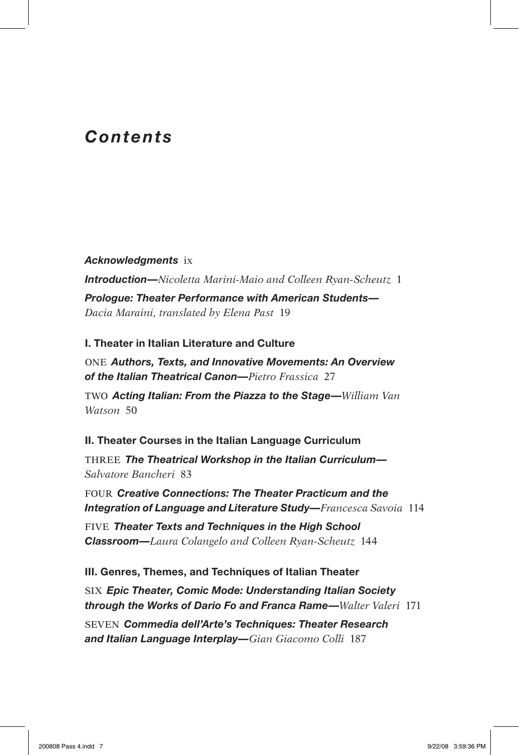# *Contents*

***Acknowledgments*** ix

***Introduction—****Nicoletta Marini-Maio and Colleen Ryan-Scheutz* 1

***Prologue: Theater Performance with American Students—*** *Dacia Maraini, translated by Elena Past* 19

## I. Theater in Italian Literature and Culture

ONE ***Authors, Texts, and Innovative Movements: An Overview of the Italian Theatrical Canon—****Pietro Frassica* 27

TWO ***Acting Italian: From the Piazza to the Stage—****William Van Watson* 50

## II. Theater Courses in the Italian Language Curriculum

THREE ***The Theatrical Workshop in the Italian Curriculum—*** *Salvatore Bancheri* 83

FOUR ***Creative Connections: The Theater Practicum and the Integration of Language and Literature Study—****Francesca Savoia* 114

FIVE ***Theater Texts and Techniques in the High School Classroom—****Laura Colangelo and Colleen Ryan-Scheutz* 144

## III. Genres, Themes, and Techniques of Italian Theater

SIX ***Epic Theater, Comic Mode: Understanding Italian Society through the Works of Dario Fo and Franca Rame—****Walter Valeri* 171

SEVEN ***Commedia dell'Arte's Techniques: Theater Research and Italian Language Interplay—****Gian Giacomo Colli* 187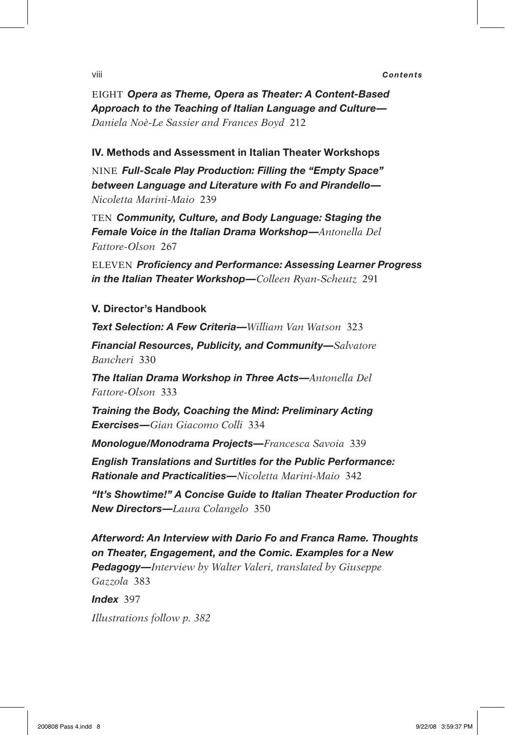EIGHT ***Opera as Theme, Opera as Theater: A Content-Based Approach to the Teaching of Italian Language and Culture—*** *Daniela Noè-Le Sassier and Frances Boyd* 212

## IV. Methods and Assessment in Italian Theater Workshops

NINE ***Full-Scale Play Production: Filling the "Empty Space" between Language and Literature with Fo and Pirandello—*** *Nicoletta Marini-Maio* 239

TEN ***Community, Culture, and Body Language: Staging the Female Voice in the Italian Drama Workshop—****Antonella Del Fattore-Olson* 267

ELEVEN ***Proficiency and Performance: Assessing Learner Progress in the Italian Theater Workshop—****Colleen Ryan-Scheutz* 291

## V. Director's Handbook

***Text Selection: A Few Criteria—****William Van Watson* 323

***Financial Resources, Publicity, and Community—****Salvatore Bancheri* 330

***The Italian Drama Workshop in Three Acts—****Antonella Del Fattore-Olson* 333

***Training the Body, Coaching the Mind: Preliminary Acting Exercises—****Gian Giacomo Colli* 334

***Monologue/Monodrama Projects—****Francesca Savoia* 339

***English Translations and Surtitles for the Public Performance: Rationale and Practicalities—****Nicoletta Marini-Maio* 342

***"It's Showtime!" A Concise Guide to Italian Theater Production for New Directors—****Laura Colangelo* 350

***Afterword: An Interview with Dario Fo and Franca Rame. Thoughts on Theater, Engagement, and the Comic. Examples for a New Pedagogy—****Interview by Walter Valeri, translated by Giuseppe Gazzola* 383

***Index*** 397

*Illustrations follow p. 382*